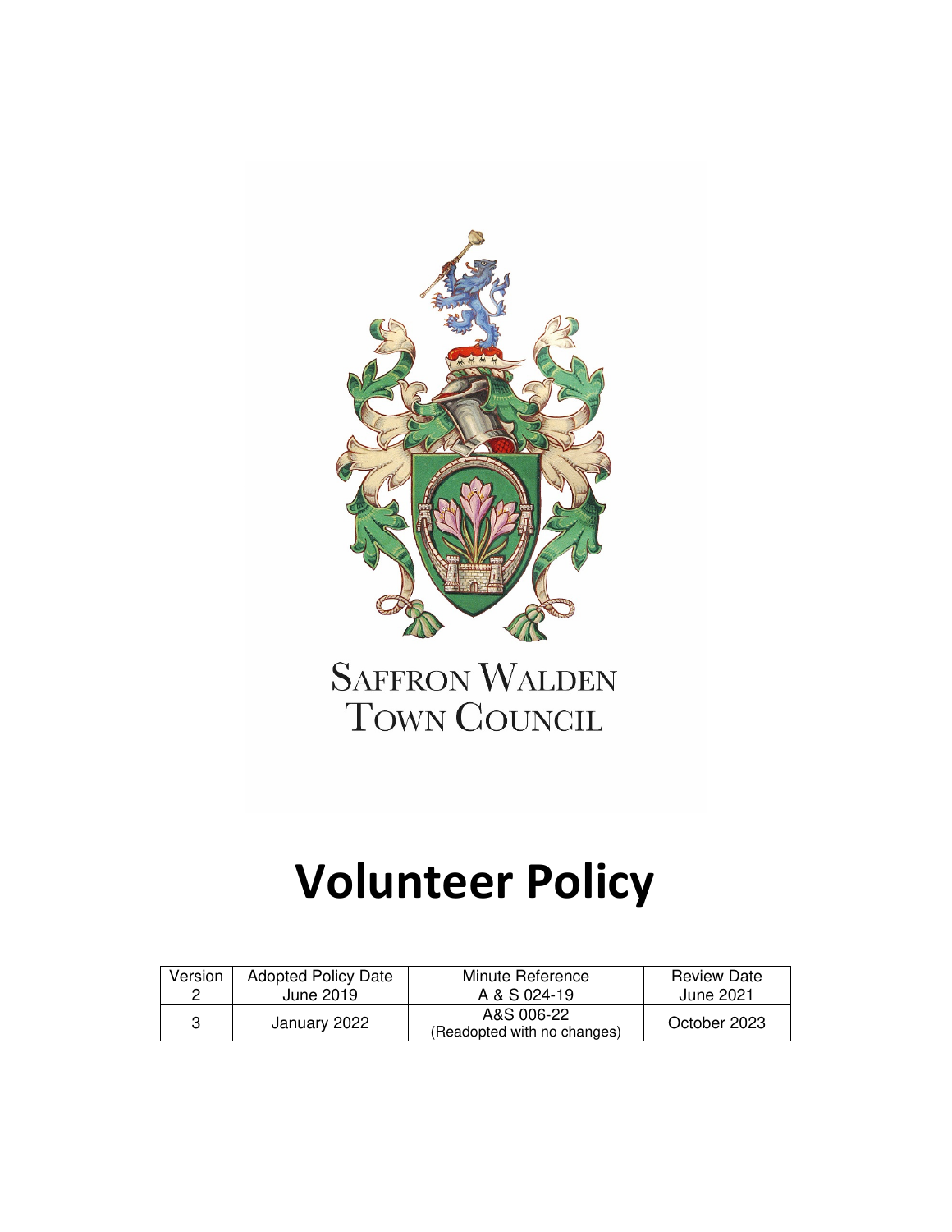SAFFRON WALDEN
TOWN COUNCIL

# Volunteer Policy

| Version | Adopted Policy Date | Minute Reference | Review Date |
|---|---|---|---|
| 2 | June 2019 | A & S 024-19 | June 2021 |
| 3 | January 2022 | A&S 006-22 (Readopted with no changes) | October 2023 |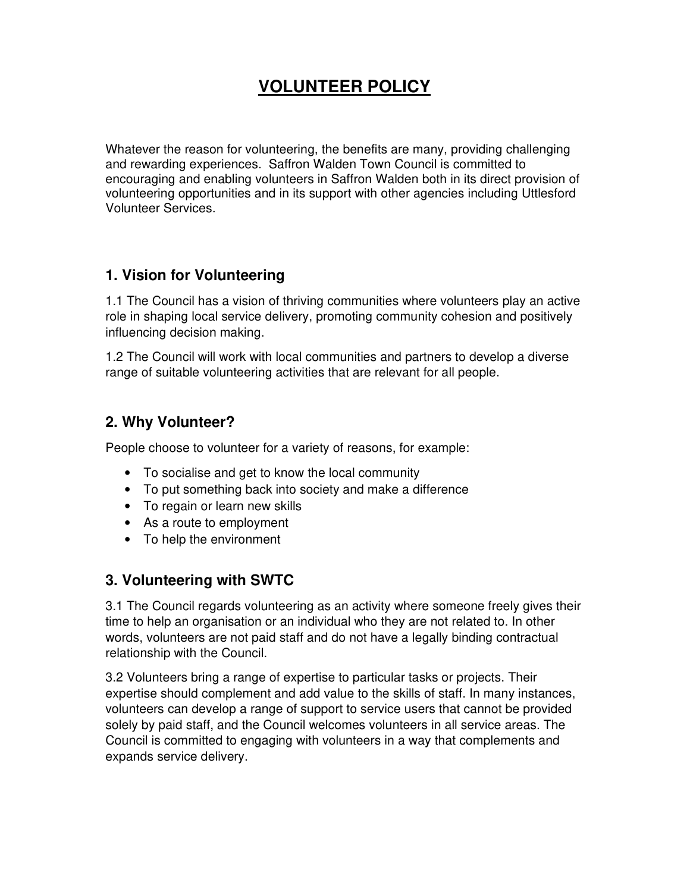# VOLUNTEER POLICY

Whatever the reason for volunteering, the benefits are many, providing challenging and rewarding experiences. Saffron Walden Town Council is committed to encouraging and enabling volunteers in Saffron Walden both in its direct provision of volunteering opportunities and in its support with other agencies including Uttlesford Volunteer Services.

## 1. Vision for Volunteering

1.1 The Council has a vision of thriving communities where volunteers play an active role in shaping local service delivery, promoting community cohesion and positively influencing decision making.

1.2 The Council will work with local communities and partners to develop a diverse range of suitable volunteering activities that are relevant for all people.

## 2. Why Volunteer?

People choose to volunteer for a variety of reasons, for example:

- To socialise and get to know the local community
- To put something back into society and make a difference
- To regain or learn new skills
- As a route to employment
- To help the environment

## 3. Volunteering with SWTC

3.1 The Council regards volunteering as an activity where someone freely gives their time to help an organisation or an individual who they are not related to. In other words, volunteers are not paid staff and do not have a legally binding contractual relationship with the Council.

3.2 Volunteers bring a range of expertise to particular tasks or projects. Their expertise should complement and add value to the skills of staff. In many instances, volunteers can develop a range of support to service users that cannot be provided solely by paid staff, and the Council welcomes volunteers in all service areas. The Council is committed to engaging with volunteers in a way that complements and expands service delivery.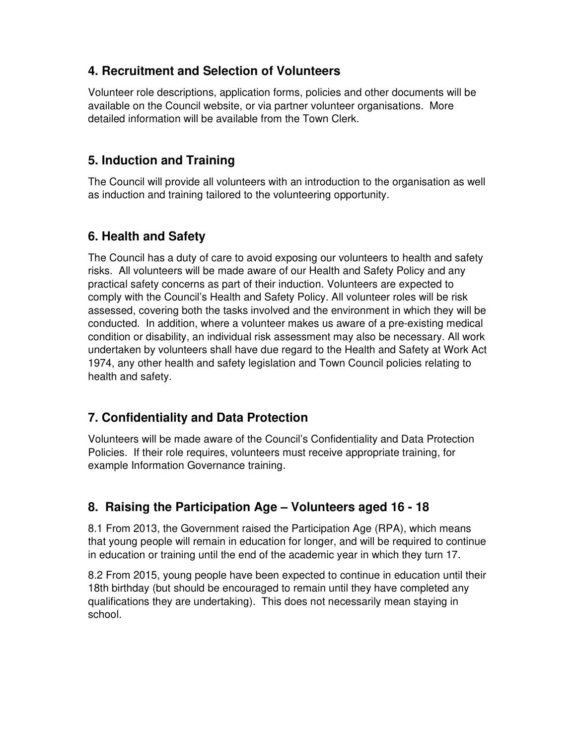## 4. Recruitment and Selection of Volunteers

Volunteer role descriptions, application forms, policies and other documents will be available on the Council website, or via partner volunteer organisations. More detailed information will be available from the Town Clerk.

## 5. Induction and Training

The Council will provide all volunteers with an introduction to the organisation as well as induction and training tailored to the volunteering opportunity.

## 6. Health and Safety

The Council has a duty of care to avoid exposing our volunteers to health and safety risks. All volunteers will be made aware of our Health and Safety Policy and any practical safety concerns as part of their induction. Volunteers are expected to comply with the Council's Health and Safety Policy. All volunteer roles will be risk assessed, covering both the tasks involved and the environment in which they will be conducted. In addition, where a volunteer makes us aware of a pre-existing medical condition or disability, an individual risk assessment may also be necessary. All work undertaken by volunteers shall have due regard to the Health and Safety at Work Act 1974, any other health and safety legislation and Town Council policies relating to health and safety.

## 7. Confidentiality and Data Protection

Volunteers will be made aware of the Council's Confidentiality and Data Protection Policies. If their role requires, volunteers must receive appropriate training, for example Information Governance training.

## 8. Raising the Participation Age – Volunteers aged 16 - 18

8.1 From 2013, the Government raised the Participation Age (RPA), which means that young people will remain in education for longer, and will be required to continue in education or training until the end of the academic year in which they turn 17.

8.2 From 2015, young people have been expected to continue in education until their 18th birthday (but should be encouraged to remain until they have completed any qualifications they are undertaking). This does not necessarily mean staying in school.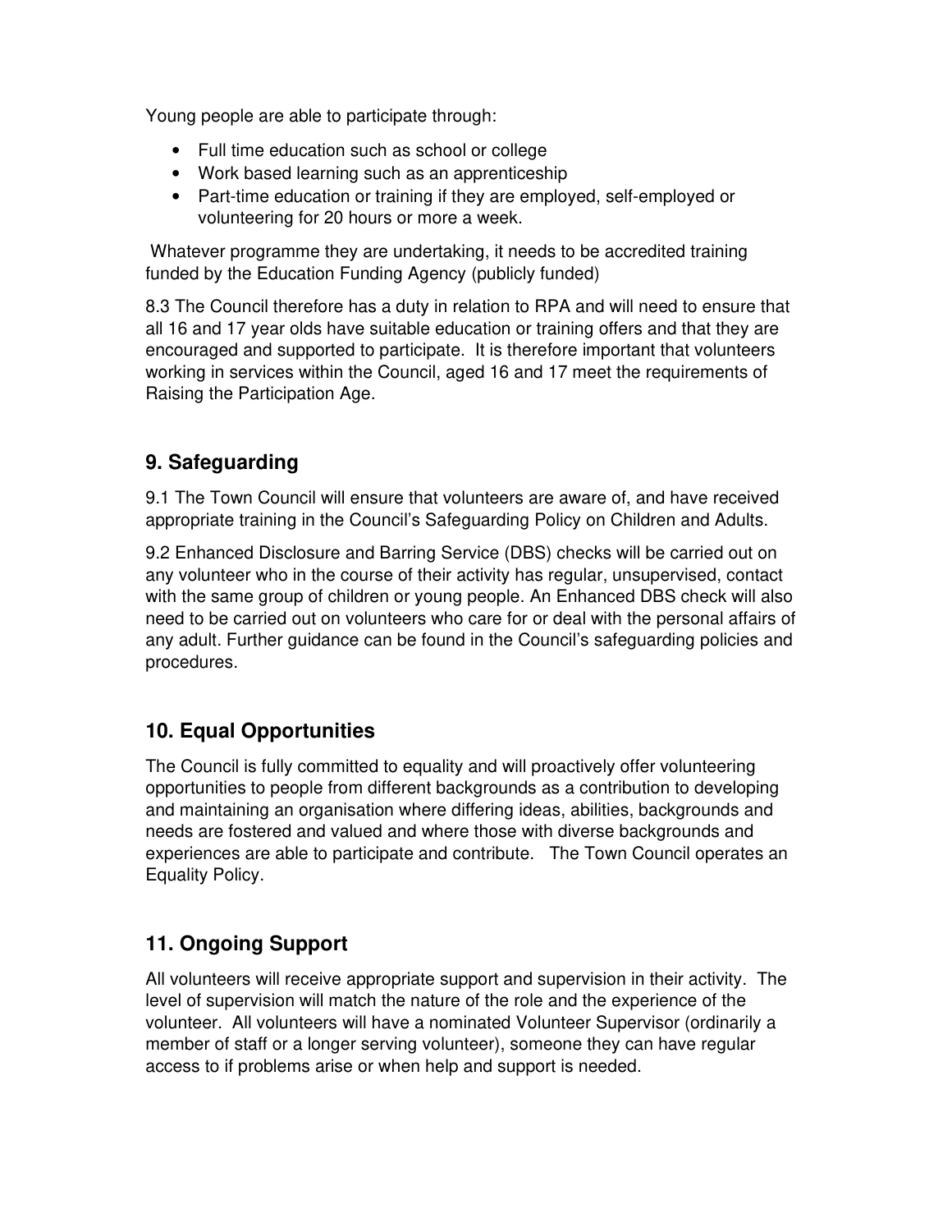Young people are able to participate through:

- Full time education such as school or college
- Work based learning such as an apprenticeship
- Part-time education or training if they are employed, self-employed or volunteering for 20 hours or more a week.

Whatever programme they are undertaking, it needs to be accredited training funded by the Education Funding Agency (publicly funded)

8.3 The Council therefore has a duty in relation to RPA and will need to ensure that all 16 and 17 year olds have suitable education or training offers and that they are encouraged and supported to participate. It is therefore important that volunteers working in services within the Council, aged 16 and 17 meet the requirements of Raising the Participation Age.

## 9. Safeguarding

9.1 The Town Council will ensure that volunteers are aware of, and have received appropriate training in the Council's Safeguarding Policy on Children and Adults.

9.2 Enhanced Disclosure and Barring Service (DBS) checks will be carried out on any volunteer who in the course of their activity has regular, unsupervised, contact with the same group of children or young people. An Enhanced DBS check will also need to be carried out on volunteers who care for or deal with the personal affairs of any adult. Further guidance can be found in the Council's safeguarding policies and procedures.

## 10. Equal Opportunities

The Council is fully committed to equality and will proactively offer volunteering opportunities to people from different backgrounds as a contribution to developing and maintaining an organisation where differing ideas, abilities, backgrounds and needs are fostered and valued and where those with diverse backgrounds and experiences are able to participate and contribute. The Town Council operates an Equality Policy.

## 11. Ongoing Support

All volunteers will receive appropriate support and supervision in their activity. The level of supervision will match the nature of the role and the experience of the volunteer. All volunteers will have a nominated Volunteer Supervisor (ordinarily a member of staff or a longer serving volunteer), someone they can have regular access to if problems arise or when help and support is needed.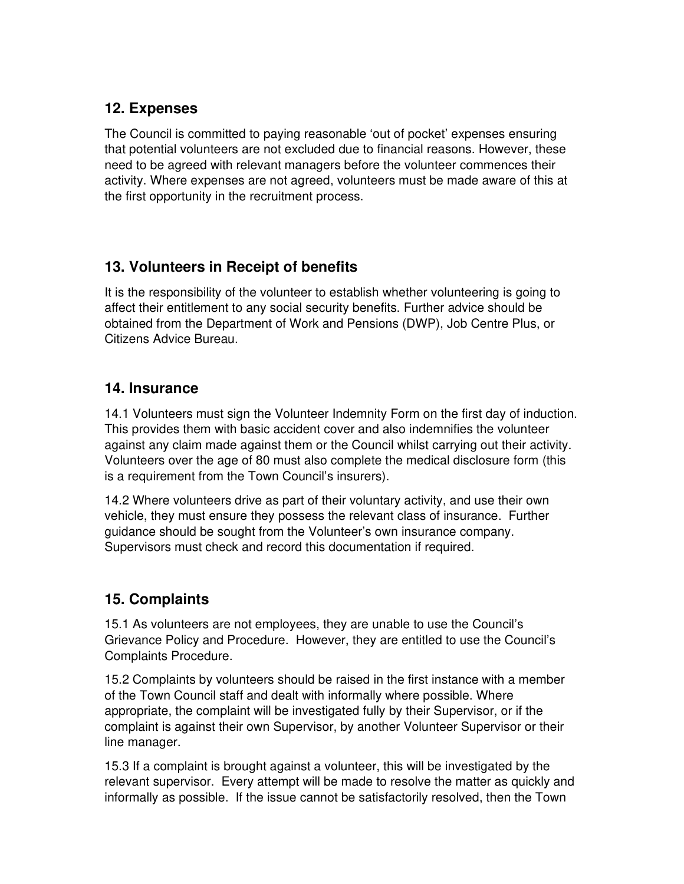## 12. Expenses

The Council is committed to paying reasonable 'out of pocket' expenses ensuring that potential volunteers are not excluded due to financial reasons. However, these need to be agreed with relevant managers before the volunteer commences their activity. Where expenses are not agreed, volunteers must be made aware of this at the first opportunity in the recruitment process.

## 13. Volunteers in Receipt of benefits

It is the responsibility of the volunteer to establish whether volunteering is going to affect their entitlement to any social security benefits. Further advice should be obtained from the Department of Work and Pensions (DWP), Job Centre Plus, or Citizens Advice Bureau.

## 14. Insurance

14.1 Volunteers must sign the Volunteer Indemnity Form on the first day of induction. This provides them with basic accident cover and also indemnifies the volunteer against any claim made against them or the Council whilst carrying out their activity. Volunteers over the age of 80 must also complete the medical disclosure form (this is a requirement from the Town Council's insurers).

14.2 Where volunteers drive as part of their voluntary activity, and use their own vehicle, they must ensure they possess the relevant class of insurance. Further guidance should be sought from the Volunteer's own insurance company. Supervisors must check and record this documentation if required.

## 15. Complaints

15.1 As volunteers are not employees, they are unable to use the Council's Grievance Policy and Procedure. However, they are entitled to use the Council's Complaints Procedure.

15.2 Complaints by volunteers should be raised in the first instance with a member of the Town Council staff and dealt with informally where possible. Where appropriate, the complaint will be investigated fully by their Supervisor, or if the complaint is against their own Supervisor, by another Volunteer Supervisor or their line manager.

15.3 If a complaint is brought against a volunteer, this will be investigated by the relevant supervisor. Every attempt will be made to resolve the matter as quickly and informally as possible. If the issue cannot be satisfactorily resolved, then the Town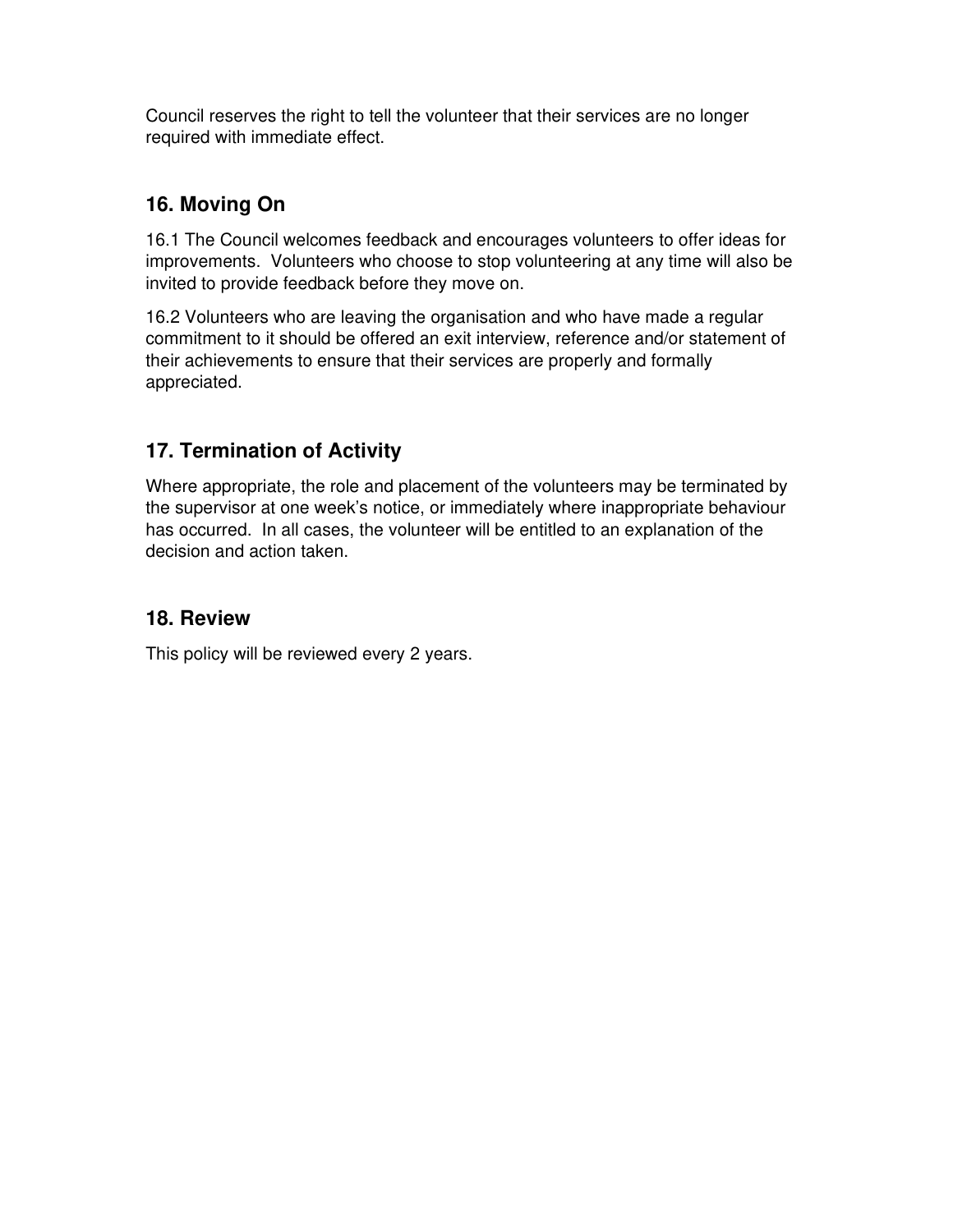Council reserves the right to tell the volunteer that their services are no longer required with immediate effect.

## 16. Moving On

16.1 The Council welcomes feedback and encourages volunteers to offer ideas for improvements. Volunteers who choose to stop volunteering at any time will also be invited to provide feedback before they move on.

16.2 Volunteers who are leaving the organisation and who have made a regular commitment to it should be offered an exit interview, reference and/or statement of their achievements to ensure that their services are properly and formally appreciated.

## 17. Termination of Activity

Where appropriate, the role and placement of the volunteers may be terminated by the supervisor at one week's notice, or immediately where inappropriate behaviour has occurred. In all cases, the volunteer will be entitled to an explanation of the decision and action taken.

## 18. Review

This policy will be reviewed every 2 years.